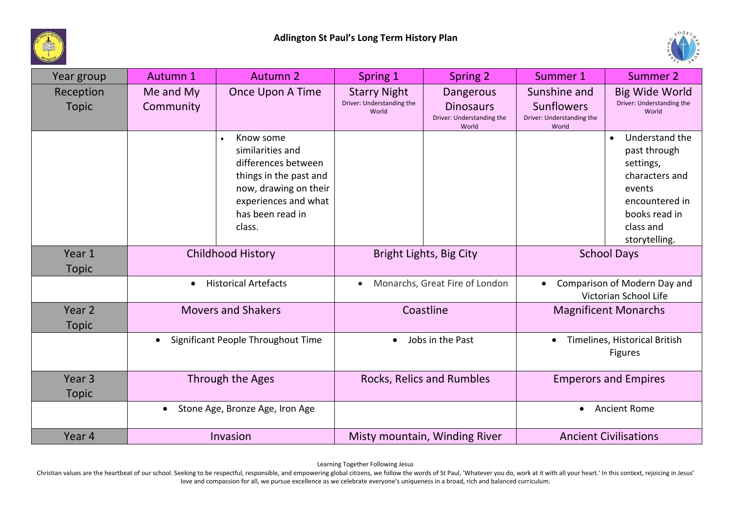# Adlington St Paul's Long Term History Plan

| Year group | Autumn 1 | Autumn 2 | Spring 1 | Spring 2 | Summer 1 | Summer 2 |
|---|---|---|---|---|---|---|
| Reception Topic | Me and My Community | Once Upon A Time | Starry Night<br>Driver: Understanding the World | Dangerous Dinosaurs<br>Driver: Understanding the World | Sunshine and Sunflowers<br>Driver: Understanding the World | Big Wide World<br>Driver: Understanding the World |
| | | • Know some similarities and differences between things in the past and now, drawing on their experiences and what has been read in class. | | | | • Understand the past through settings, characters and events encountered in books read in class and storytelling. |
| Year 1 Topic | Childhood History | | Bright Lights, Big City | | School Days | |
| | • Historical Artefacts | | • Monarchs, Great Fire of London | | • Comparison of Modern Day and Victorian School Life | |
| Year 2 Topic | Movers and Shakers | | Coastline | | Magnificent Monarchs | |
| | • Significant People Throughout Time | | • Jobs in the Past | | • Timelines, Historical British Figures | |
| Year 3 Topic | Through the Ages | | Rocks, Relics and Rumbles | | Emperors and Empires | |
| | • Stone Age, Bronze Age, Iron Age | | | | • Ancient Rome | |
| Year 4 | Invasion | | Misty mountain, Winding River | | Ancient Civilisations | |

Learning Together Following Jesus

Christian values are the heartbeat of our school. Seeking to be respectful, responsible, and empowering global citizens, we follow the words of St Paul, 'Whatever you do, work at it with all your heart.' In this context, rejoicing in Jesus' love and compassion for all, we pursue excellence as we celebrate everyone's uniqueness in a broad, rich and balanced curriculum.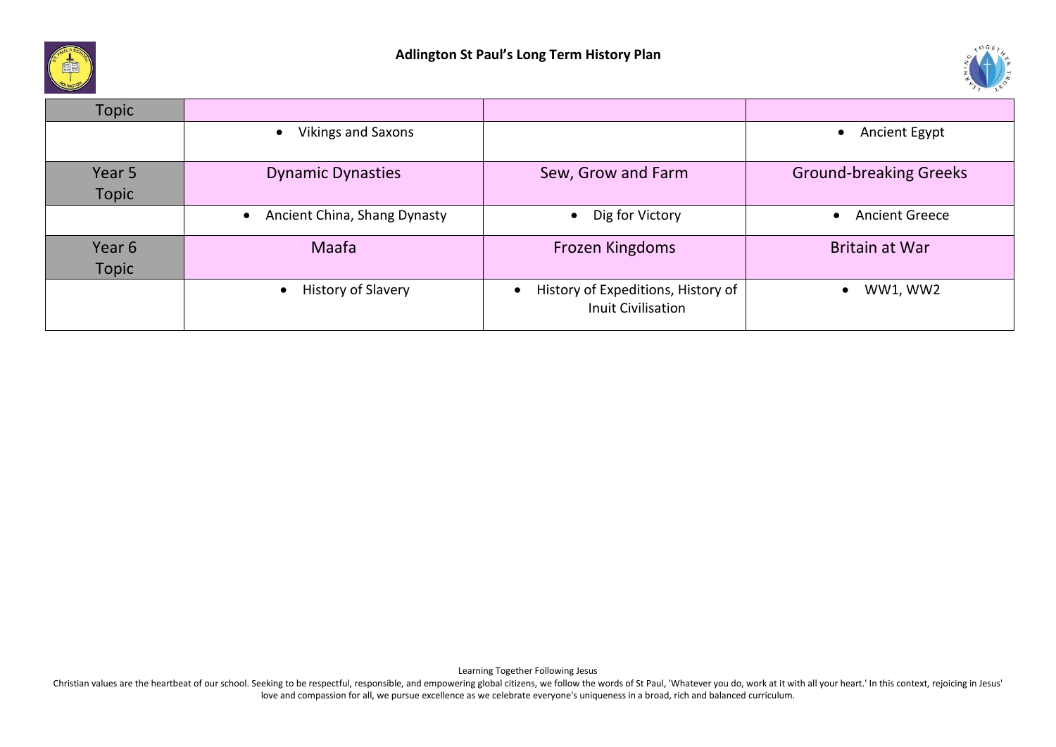# Adlington St Paul's Long Term History Plan

| | | | |
|---|---|---|---|
| Topic | | | |
| | • Vikings and Saxons | | • Ancient Egypt |
| Year 5 Topic | Dynamic Dynasties | Sew, Grow and Farm | Ground-breaking Greeks |
| | • Ancient China, Shang Dynasty | • Dig for Victory | • Ancient Greece |
| Year 6 Topic | Maafa | Frozen Kingdoms | Britain at War |
| | • History of Slavery | • History of Expeditions, History of Inuit Civilisation | • WW1, WW2 |

Learning Together Following Jesus

Christian values are the heartbeat of our school. Seeking to be respectful, responsible, and empowering global citizens, we follow the words of St Paul, 'Whatever you do, work at it with all your heart.' In this context, rejoicing in Jesus' love and compassion for all, we pursue excellence as we celebrate everyone's uniqueness in a broad, rich and balanced curriculum.